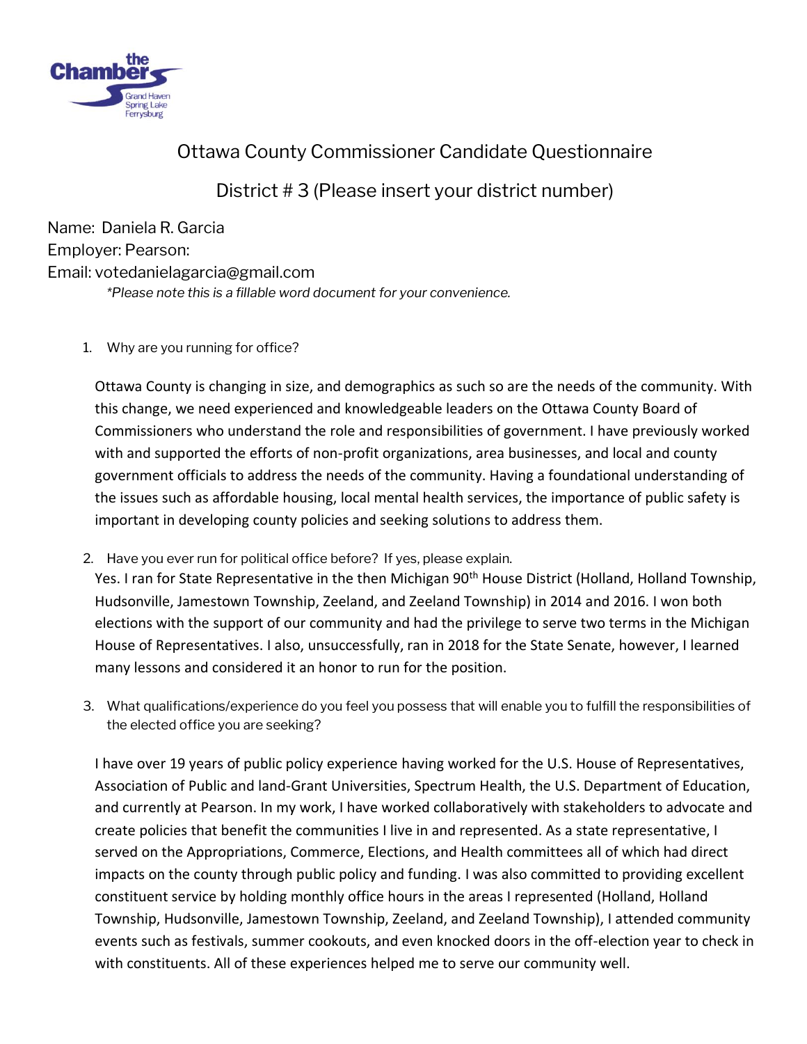# Ottawa County Commissioner Candidate Questionnaire

## District # 3 (Please insert your district number)

Name: Daniela R. Garcia
Employer: Pearson:
Email: votedanielagarcia@gmail.com

*\*Please note this is a fillable word document for your convenience.*

1. Why are you running for office?

   Ottawa County is changing in size, and demographics as such so are the needs of the community. With this change, we need experienced and knowledgeable leaders on the Ottawa County Board of Commissioners who understand the role and responsibilities of government. I have previously worked with and supported the efforts of non-profit organizations, area businesses, and local and county government officials to address the needs of the community. Having a foundational understanding of the issues such as affordable housing, local mental health services, the importance of public safety is important in developing county policies and seeking solutions to address them.

2. Have you ever run for political office before? If yes, please explain.

   Yes. I ran for State Representative in the then Michigan 90th House District (Holland, Holland Township, Hudsonville, Jamestown Township, Zeeland, and Zeeland Township) in 2014 and 2016. I won both elections with the support of our community and had the privilege to serve two terms in the Michigan House of Representatives. I also, unsuccessfully, ran in 2018 for the State Senate, however, I learned many lessons and considered it an honor to run for the position.

3. What qualifications/experience do you feel you possess that will enable you to fulfill the responsibilities of the elected office you are seeking?

   I have over 19 years of public policy experience having worked for the U.S. House of Representatives, Association of Public and land-Grant Universities, Spectrum Health, the U.S. Department of Education, and currently at Pearson. In my work, I have worked collaboratively with stakeholders to advocate and create policies that benefit the communities I live in and represented. As a state representative, I served on the Appropriations, Commerce, Elections, and Health committees all of which had direct impacts on the county through public policy and funding. I was also committed to providing excellent constituent service by holding monthly office hours in the areas I represented (Holland, Holland Township, Hudsonville, Jamestown Township, Zeeland, and Zeeland Township), I attended community events such as festivals, summer cookouts, and even knocked doors in the off-election year to check in with constituents. All of these experiences helped me to serve our community well.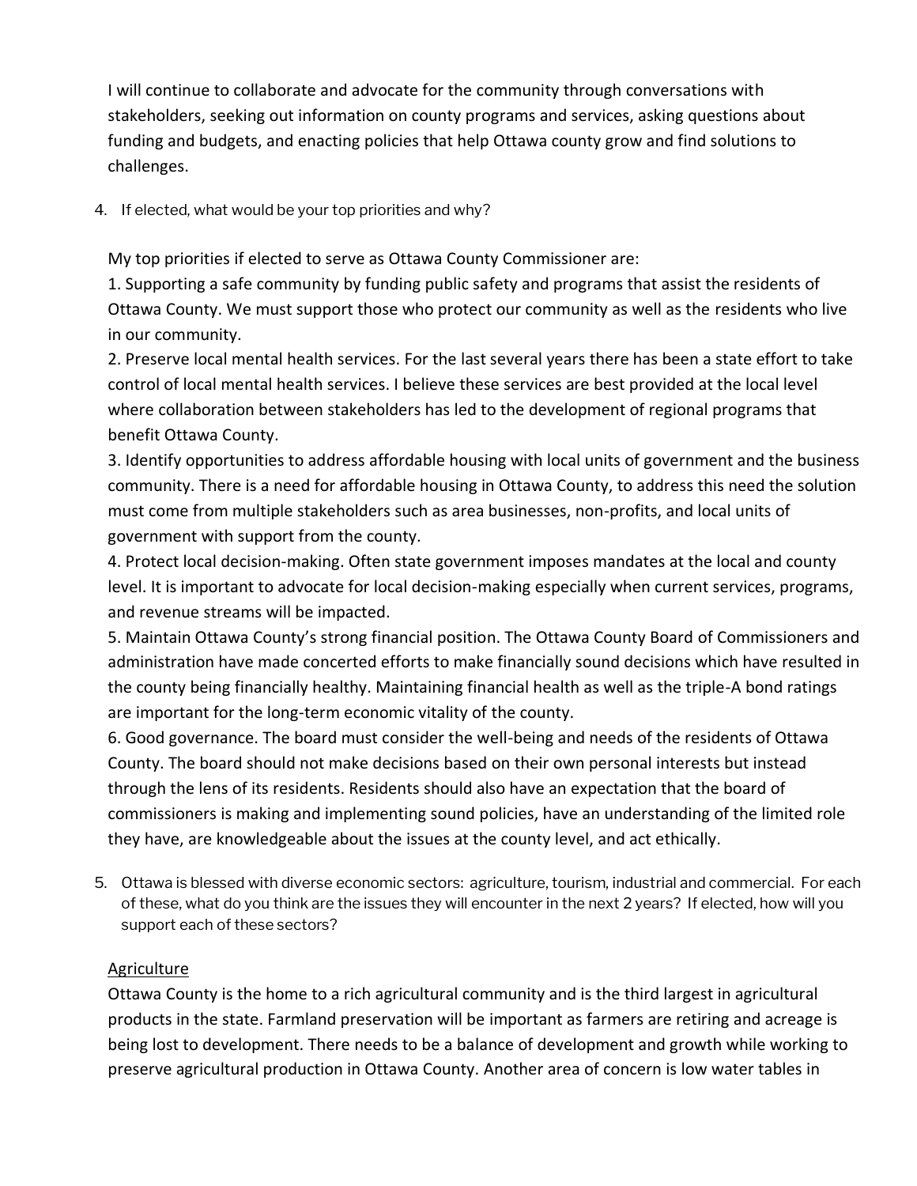I will continue to collaborate and advocate for the community through conversations with stakeholders, seeking out information on county programs and services, asking questions about funding and budgets, and enacting policies that help Ottawa county grow and find solutions to challenges.

4. If elected, what would be your top priorities and why?

My top priorities if elected to serve as Ottawa County Commissioner are:

1. Supporting a safe community by funding public safety and programs that assist the residents of Ottawa County. We must support those who protect our community as well as the residents who live in our community.
2. Preserve local mental health services. For the last several years there has been a state effort to take control of local mental health services. I believe these services are best provided at the local level where collaboration between stakeholders has led to the development of regional programs that benefit Ottawa County.
3. Identify opportunities to address affordable housing with local units of government and the business community. There is a need for affordable housing in Ottawa County, to address this need the solution must come from multiple stakeholders such as area businesses, non-profits, and local units of government with support from the county.
4. Protect local decision-making. Often state government imposes mandates at the local and county level. It is important to advocate for local decision-making especially when current services, programs, and revenue streams will be impacted.
5. Maintain Ottawa County's strong financial position. The Ottawa County Board of Commissioners and administration have made concerted efforts to make financially sound decisions which have resulted in the county being financially healthy. Maintaining financial health as well as the triple-A bond ratings are important for the long-term economic vitality of the county.
6. Good governance. The board must consider the well-being and needs of the residents of Ottawa County. The board should not make decisions based on their own personal interests but instead through the lens of its residents. Residents should also have an expectation that the board of commissioners is making and implementing sound policies, have an understanding of the limited role they have, are knowledgeable about the issues at the county level, and act ethically.

5. Ottawa is blessed with diverse economic sectors: agriculture, tourism, industrial and commercial. For each of these, what do you think are the issues they will encounter in the next 2 years? If elected, how will you support each of these sectors?

<u>Agriculture</u>

Ottawa County is the home to a rich agricultural community and is the third largest in agricultural products in the state. Farmland preservation will be important as farmers are retiring and acreage is being lost to development. There needs to be a balance of development and growth while working to preserve agricultural production in Ottawa County. Another area of concern is low water tables in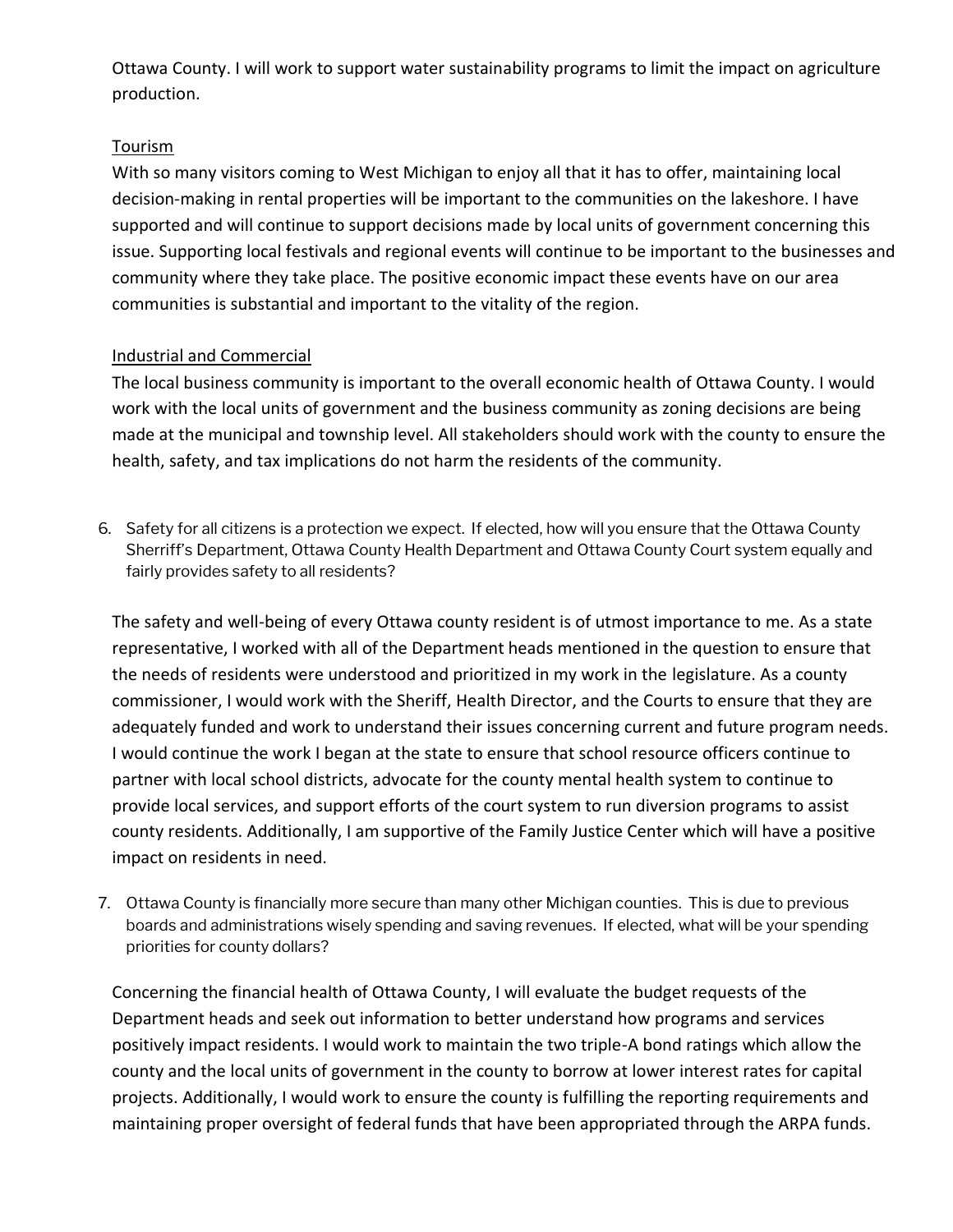Ottawa County. I will work to support water sustainability programs to limit the impact on agriculture production.

<u>Tourism</u>

With so many visitors coming to West Michigan to enjoy all that it has to offer, maintaining local decision-making in rental properties will be important to the communities on the lakeshore. I have supported and will continue to support decisions made by local units of government concerning this issue. Supporting local festivals and regional events will continue to be important to the businesses and community where they take place. The positive economic impact these events have on our area communities is substantial and important to the vitality of the region.

<u>Industrial and Commercial</u>

The local business community is important to the overall economic health of Ottawa County. I would work with the local units of government and the business community as zoning decisions are being made at the municipal and township level. All stakeholders should work with the county to ensure the health, safety, and tax implications do not harm the residents of the community.

6. Safety for all citizens is a protection we expect. If elected, how will you ensure that the Ottawa County Sherriff's Department, Ottawa County Health Department and Ottawa County Court system equally and fairly provides safety to all residents?

The safety and well-being of every Ottawa county resident is of utmost importance to me. As a state representative, I worked with all of the Department heads mentioned in the question to ensure that the needs of residents were understood and prioritized in my work in the legislature. As a county commissioner, I would work with the Sheriff, Health Director, and the Courts to ensure that they are adequately funded and work to understand their issues concerning current and future program needs. I would continue the work I began at the state to ensure that school resource officers continue to partner with local school districts, advocate for the county mental health system to continue to provide local services, and support efforts of the court system to run diversion programs to assist county residents. Additionally, I am supportive of the Family Justice Center which will have a positive impact on residents in need.

7. Ottawa County is financially more secure than many other Michigan counties. This is due to previous boards and administrations wisely spending and saving revenues. If elected, what will be your spending priorities for county dollars?

Concerning the financial health of Ottawa County, I will evaluate the budget requests of the Department heads and seek out information to better understand how programs and services positively impact residents. I would work to maintain the two triple-A bond ratings which allow the county and the local units of government in the county to borrow at lower interest rates for capital projects. Additionally, I would work to ensure the county is fulfilling the reporting requirements and maintaining proper oversight of federal funds that have been appropriated through the ARPA funds.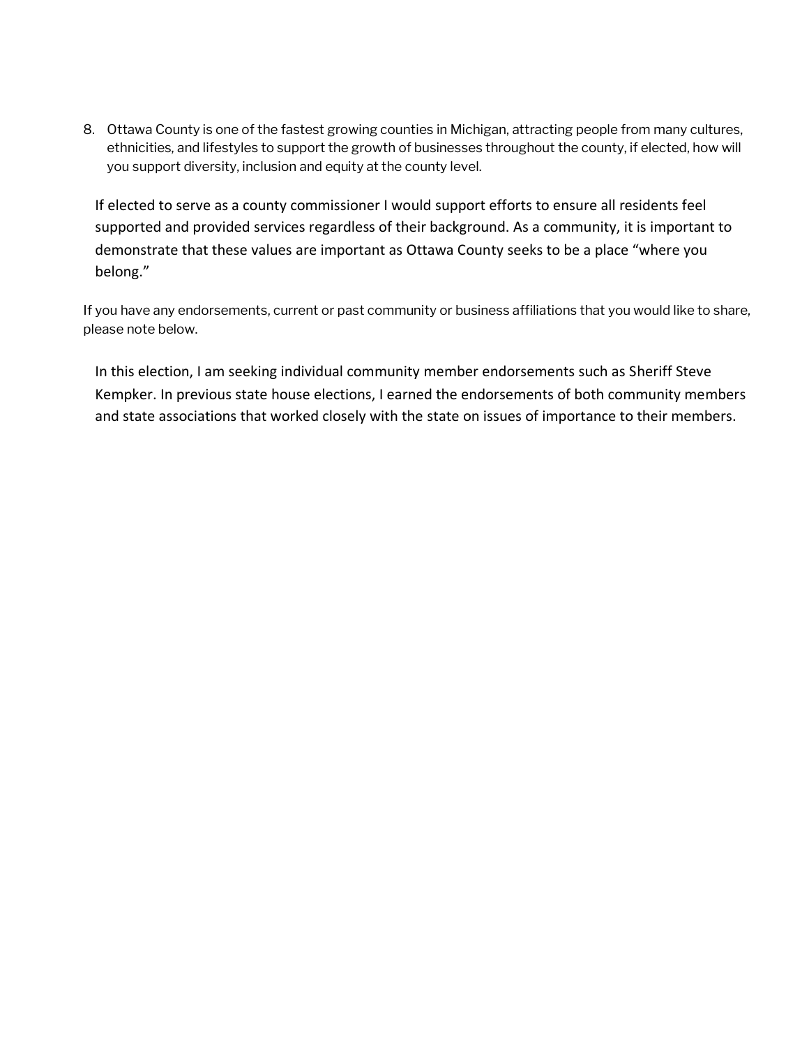8. Ottawa County is one of the fastest growing counties in Michigan, attracting people from many cultures, ethnicities, and lifestyles to support the growth of businesses throughout the county, if elected, how will you support diversity, inclusion and equity at the county level.

   If elected to serve as a county commissioner I would support efforts to ensure all residents feel supported and provided services regardless of their background. As a community, it is important to demonstrate that these values are important as Ottawa County seeks to be a place "where you belong."

If you have any endorsements, current or past community or business affiliations that you would like to share, please note below.

In this election, I am seeking individual community member endorsements such as Sheriff Steve Kempker. In previous state house elections, I earned the endorsements of both community members and state associations that worked closely with the state on issues of importance to their members.